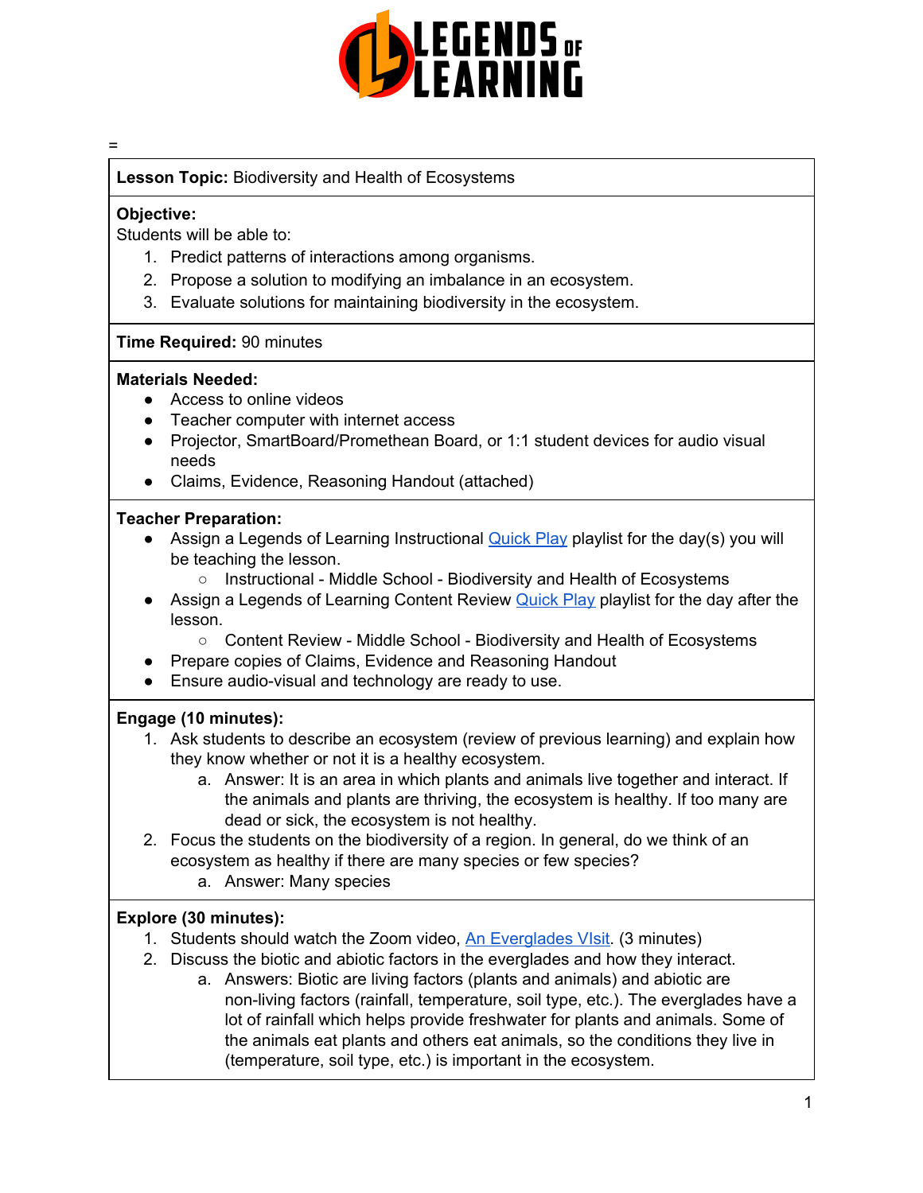LEGENDS OF LEARNING

=

**Lesson Topic:** Biodiversity and Health of Ecosystems

**Objective:**
Students will be able to:

1. Predict patterns of interactions among organisms.
2. Propose a solution to modifying an imbalance in an ecosystem.
3. Evaluate solutions for maintaining biodiversity in the ecosystem.

**Time Required:** 90 minutes

**Materials Needed:**

- Access to online videos
- Teacher computer with internet access
- Projector, SmartBoard/Promethean Board, or 1:1 student devices for audio visual needs
- Claims, Evidence, Reasoning Handout (attached)

**Teacher Preparation:**

- Assign a Legends of Learning Instructional Quick Play playlist for the day(s) you will be teaching the lesson.
  - Instructional - Middle School - Biodiversity and Health of Ecosystems
- Assign a Legends of Learning Content Review Quick Play playlist for the day after the lesson.
  - Content Review - Middle School - Biodiversity and Health of Ecosystems
- Prepare copies of Claims, Evidence and Reasoning Handout
- Ensure audio-visual and technology are ready to use.

**Engage (10 minutes):**

1. Ask students to describe an ecosystem (review of previous learning) and explain how they know whether or not it is a healthy ecosystem.
   a. Answer: It is an area in which plants and animals live together and interact. If the animals and plants are thriving, the ecosystem is healthy. If too many are dead or sick, the ecosystem is not healthy.
2. Focus the students on the biodiversity of a region. In general, do we think of an ecosystem as healthy if there are many species or few species?
   a. Answer: Many species

**Explore (30 minutes):**

1. Students should watch the Zoom video, An Everglades VIsit. (3 minutes)
2. Discuss the biotic and abiotic factors in the everglades and how they interact.
   a. Answers: Biotic are living factors (plants and animals) and abiotic are non-living factors (rainfall, temperature, soil type, etc.). The everglades have a lot of rainfall which helps provide freshwater for plants and animals. Some of the animals eat plants and others eat animals, so the conditions they live in (temperature, soil type, etc.) is important in the ecosystem.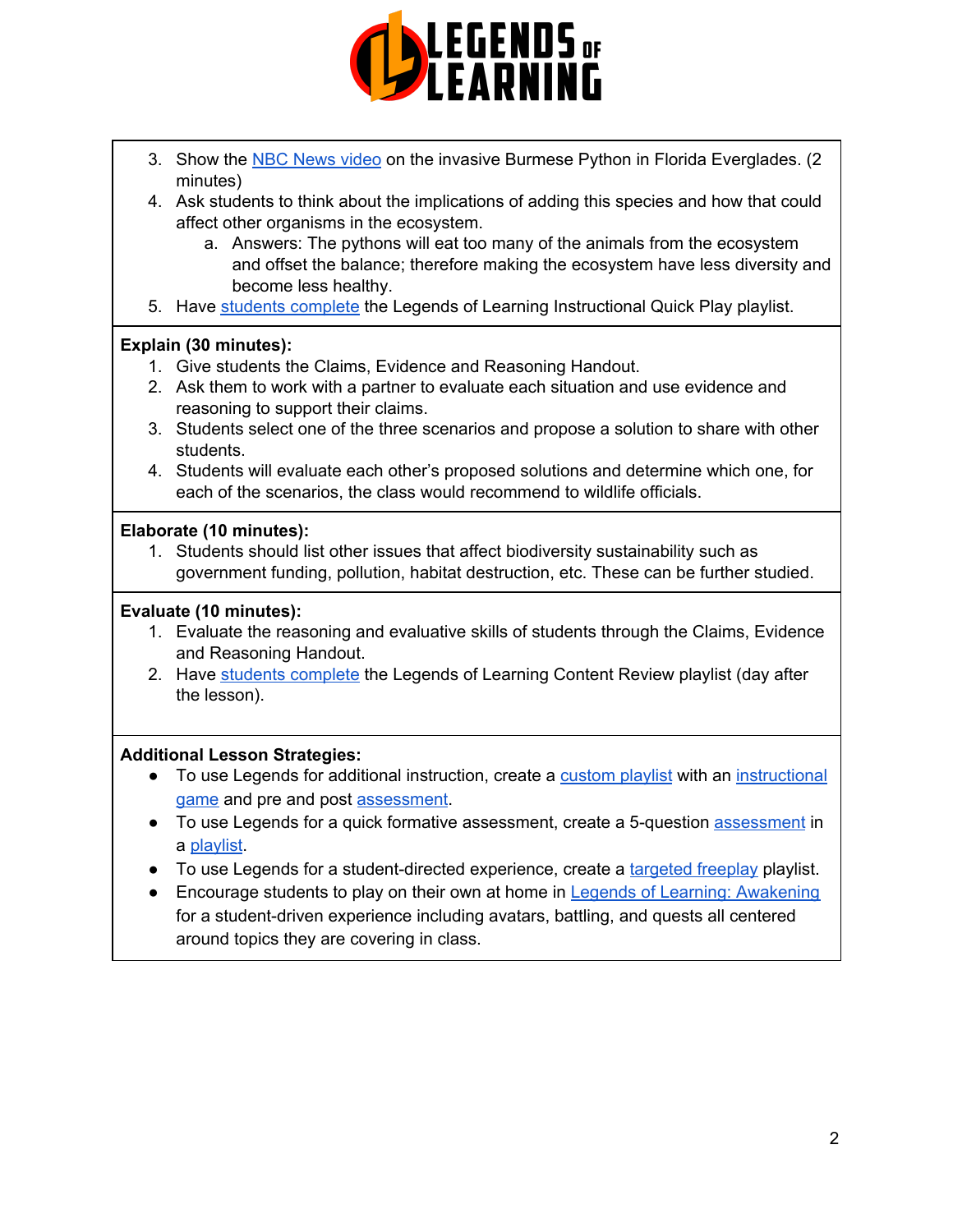3. Show the NBC News video on the invasive Burmese Python in Florida Everglades. (2 minutes)
4. Ask students to think about the implications of adding this species and how that could affect other organisms in the ecosystem.
    a. Answers: The pythons will eat too many of the animals from the ecosystem and offset the balance; therefore making the ecosystem have less diversity and become less healthy.
5. Have students complete the Legends of Learning Instructional Quick Play playlist.

**Explain (30 minutes):**

1. Give students the Claims, Evidence and Reasoning Handout.
2. Ask them to work with a partner to evaluate each situation and use evidence and reasoning to support their claims.
3. Students select one of the three scenarios and propose a solution to share with other students.
4. Students will evaluate each other's proposed solutions and determine which one, for each of the scenarios, the class would recommend to wildlife officials.

**Elaborate (10 minutes):**

1. Students should list other issues that affect biodiversity sustainability such as government funding, pollution, habitat destruction, etc. These can be further studied.

**Evaluate (10 minutes):**

1. Evaluate the reasoning and evaluative skills of students through the Claims, Evidence and Reasoning Handout.
2. Have students complete the Legends of Learning Content Review playlist (day after the lesson).

**Additional Lesson Strategies:**

- To use Legends for additional instruction, create a custom playlist with an instructional game and pre and post assessment.
- To use Legends for a quick formative assessment, create a 5-question assessment in a playlist.
- To use Legends for a student-directed experience, create a targeted freeplay playlist.
- Encourage students to play on their own at home in Legends of Learning: Awakening for a student-driven experience including avatars, battling, and quests all centered around topics they are covering in class.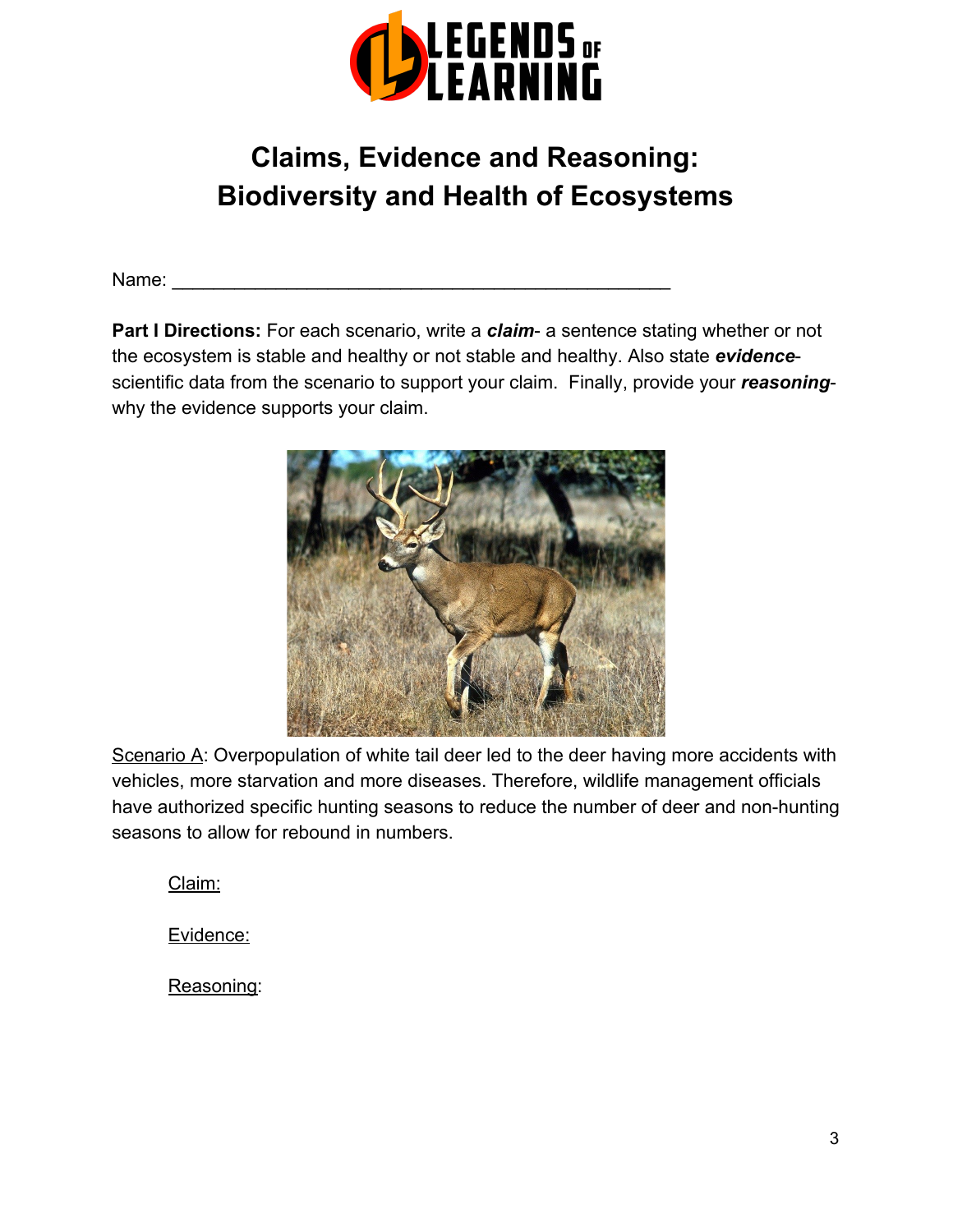# Claims, Evidence and Reasoning: Biodiversity and Health of Ecosystems

Name: ______________________________________________

**Part I Directions:** For each scenario, write a ***claim***- a sentence stating whether or not the ecosystem is stable and healthy or not stable and healthy. Also state ***evidence***- scientific data from the scenario to support your claim. Finally, provide your ***reasoning***- why the evidence supports your claim.

Scenario A: Overpopulation of white tail deer led to the deer having more accidents with vehicles, more starvation and more diseases. Therefore, wildlife management officials have authorized specific hunting seasons to reduce the number of deer and non-hunting seasons to allow for rebound in numbers.

Claim:

Evidence:

Reasoning: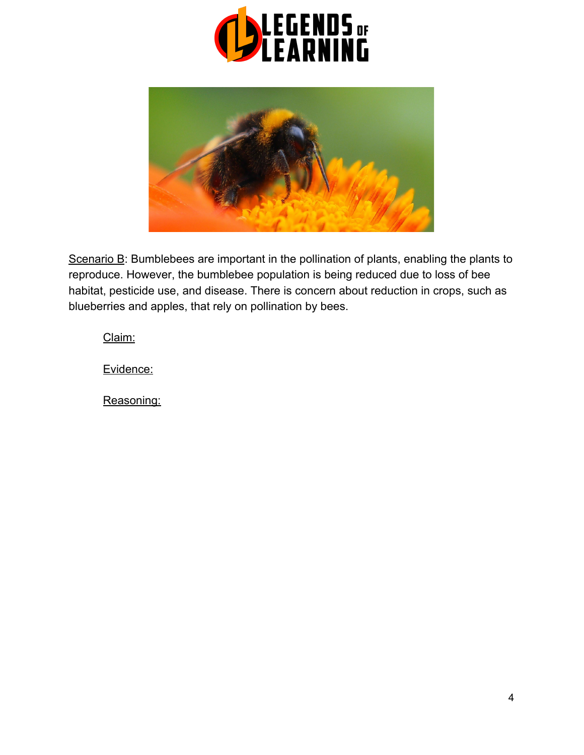Scenario B: Bumblebees are important in the pollination of plants, enabling the plants to reproduce. However, the bumblebee population is being reduced due to loss of bee habitat, pesticide use, and disease. There is concern about reduction in crops, such as blueberries and apples, that rely on pollination by bees.

Claim:

Evidence:

Reasoning: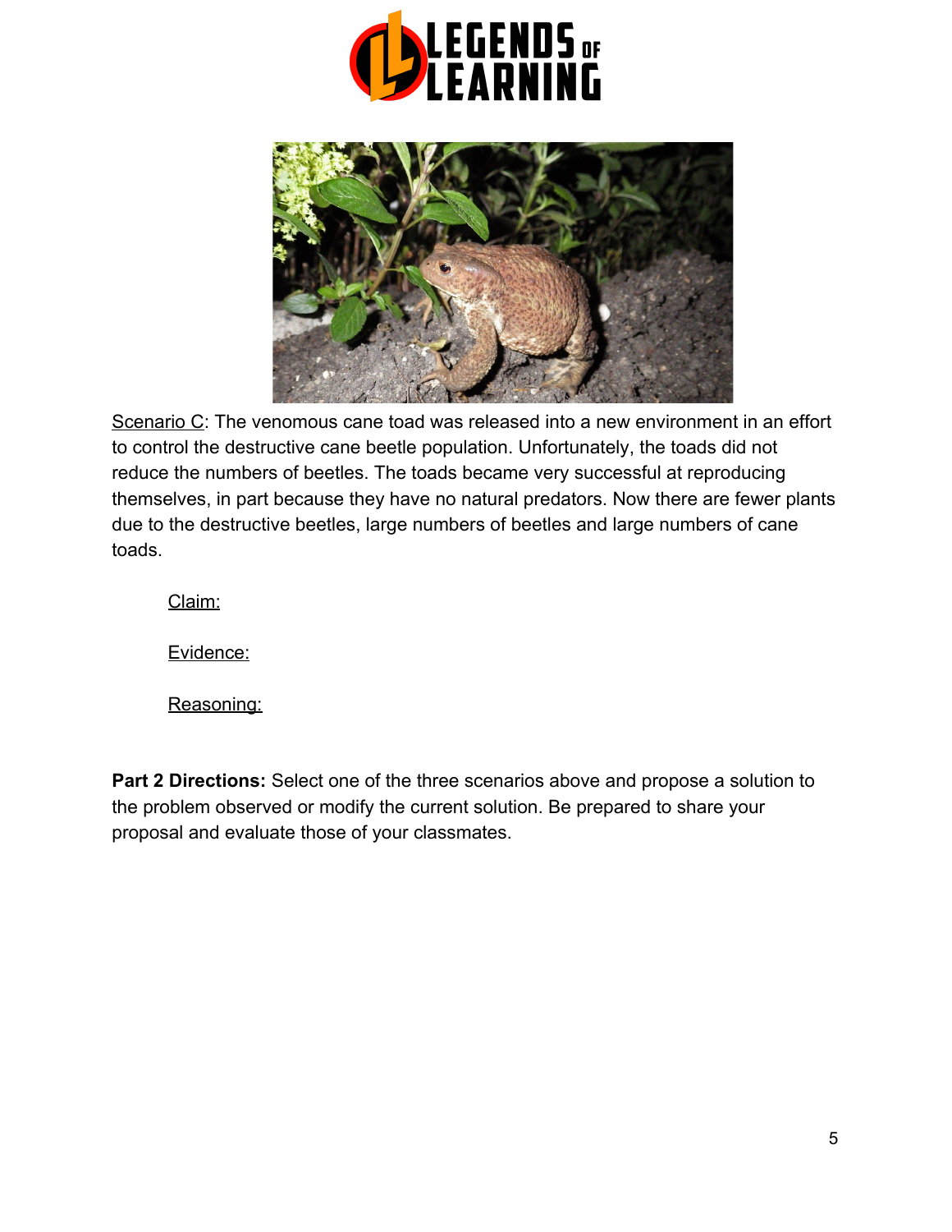Scenario C: The venomous cane toad was released into a new environment in an effort to control the destructive cane beetle population. Unfortunately, the toads did not reduce the numbers of beetles. The toads became very successful at reproducing themselves, in part because they have no natural predators. Now there are fewer plants due to the destructive beetles, large numbers of beetles and large numbers of cane toads.

Claim:

Evidence:

Reasoning:

**Part 2 Directions:** Select one of the three scenarios above and propose a solution to the problem observed or modify the current solution. Be prepared to share your proposal and evaluate those of your classmates.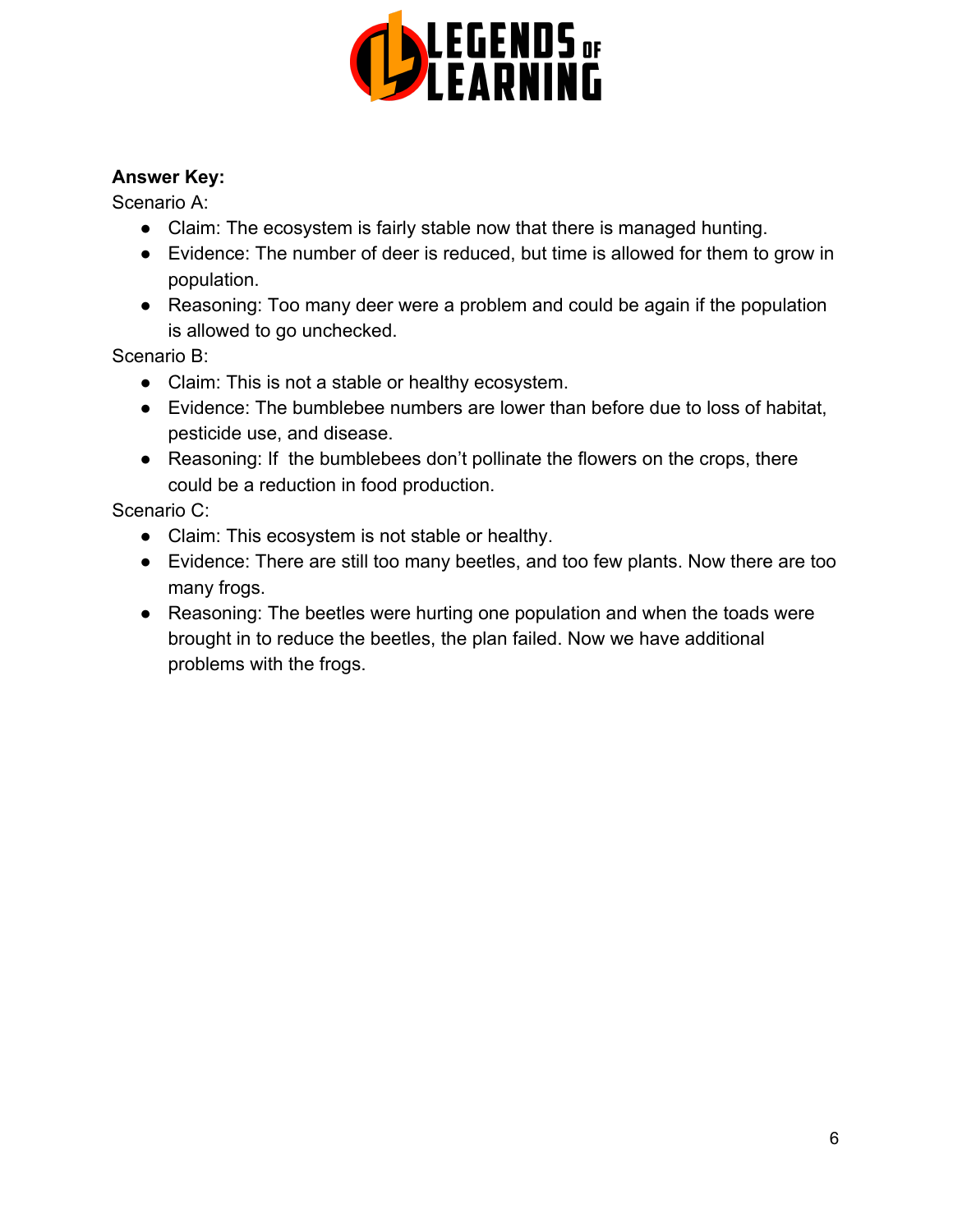**Answer Key:**

Scenario A:

- Claim: The ecosystem is fairly stable now that there is managed hunting.
- Evidence: The number of deer is reduced, but time is allowed for them to grow in population.
- Reasoning: Too many deer were a problem and could be again if the population is allowed to go unchecked.

Scenario B:

- Claim: This is not a stable or healthy ecosystem.
- Evidence: The bumblebee numbers are lower than before due to loss of habitat, pesticide use, and disease.
- Reasoning: If the bumblebees don't pollinate the flowers on the crops, there could be a reduction in food production.

Scenario C:

- Claim: This ecosystem is not stable or healthy.
- Evidence: There are still too many beetles, and too few plants. Now there are too many frogs.
- Reasoning: The beetles were hurting one population and when the toads were brought in to reduce the beetles, the plan failed. Now we have additional problems with the frogs.